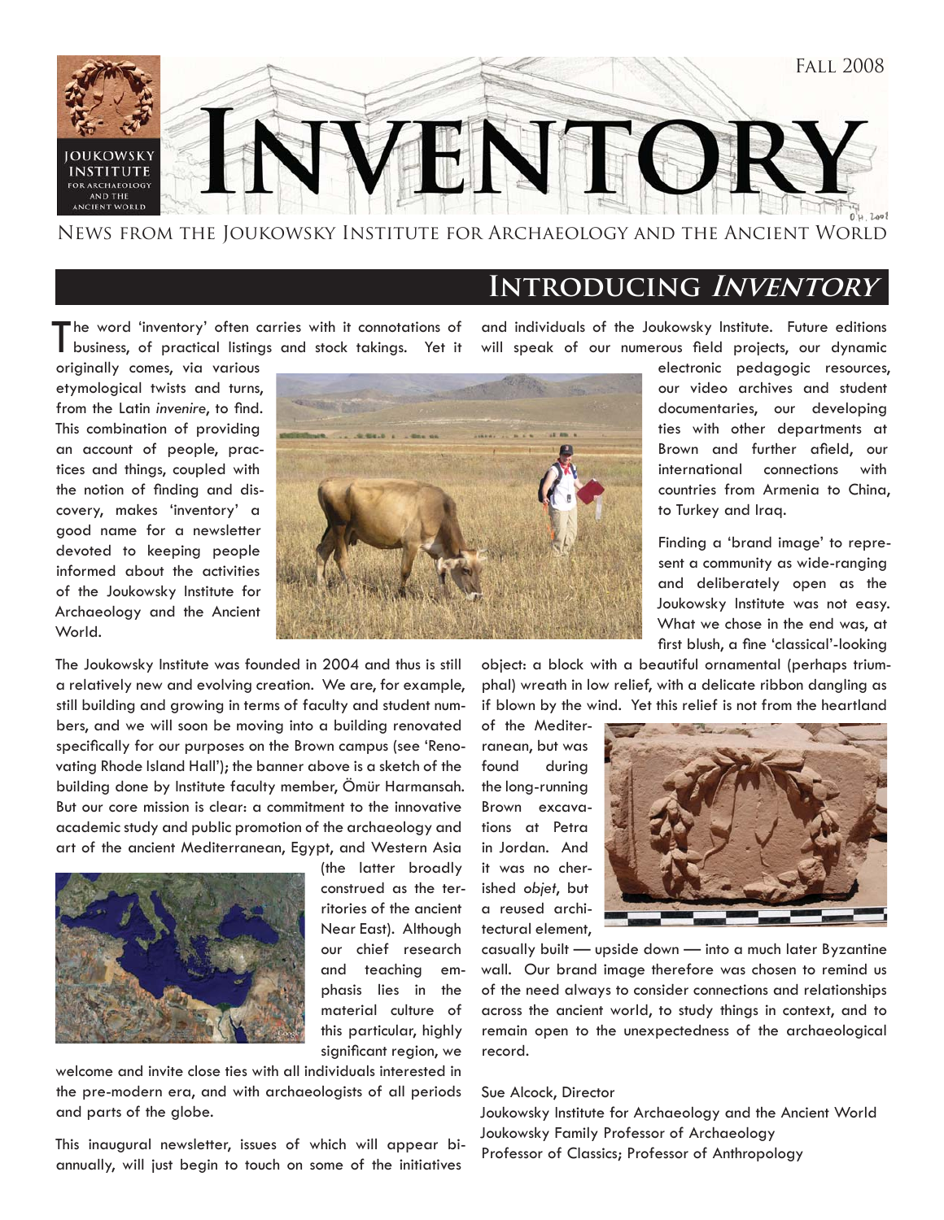# Inventory

Fall 2008

News from the Joukowsky Institute for Archaeology and the Ancient World

## Introducing *Inventory*

The word 'inventory' often carries with it connotations of business, of practical listings and stock takings. Yet it originally comes, via various etymological twists and turns, from the Latin *invenire*, to find. This combination of providing an account of people, practices and things, coupled with the notion of finding and discovery, makes 'inventory' a good name for a newsletter devoted to keeping people informed about the activities of the Joukowsky Institute for Archaeology and the Ancient World.

The Joukowsky Institute was founded in 2004 and thus is still a relatively new and evolving creation. We are, for example, still building and growing in terms of faculty and student numbers, and we will soon be moving into a building renovated specifically for our purposes on the Brown campus (see 'Renovating Rhode Island Hall'); the banner above is a sketch of the building done by Institute faculty member, Ömür Harmansah. But our core mission is clear: a commitment to the innovative academic study and public promotion of the archaeology and art of the ancient Mediterranean, Egypt, and Western Asia (the latter broadly construed as the territories of the ancient Near East). Although our chief research and teaching emphasis lies in the material culture of this particular region, highly significant region, we welcome and invite close ties with all individuals interested in the pre-modern era, and with archaeologists of all periods and parts of the globe.

This inaugural newsletter, issues of which will appear bi-annually, will just begin to touch on some of the initiatives and individuals of the Joukowsky Institute. Future editions will speak of our numerous field projects, our dynamic electronic pedagogic resources, our video archives and student documentaries, our developing ties with other departments at Brown and further afield, our international connections with countries from Armenia to China, to Turkey and Iraq.

Finding a 'brand image' to represent a community as wide-ranging and deliberately open as the Joukowsky Institute was not easy. What we chose in the end was, at first blush, a fine 'classical'-looking object: a block with a beautiful ornamental (perhaps triumphal) wreath in low relief, with a delicate ribbon dangling as if blown by the wind. Yet this relief is not from the heartland of the Mediterranean, but was found during the long-running Brown excavations at Petra in Jordan. And it was no cherished *objet*, but a reused architectural element, casually built — upside down — into a much later Byzantine wall. Our brand image therefore was chosen to remind us of the need always to consider connections and relationships across the ancient world, to study things in context, and to remain open to the unexpectedness of the archaeological record.

Sue Alcock, Director
Joukowsky Institute for Archaeology and the Ancient World
Joukowsky Family Professor of Archaeology
Professor of Classics; Professor of Anthropology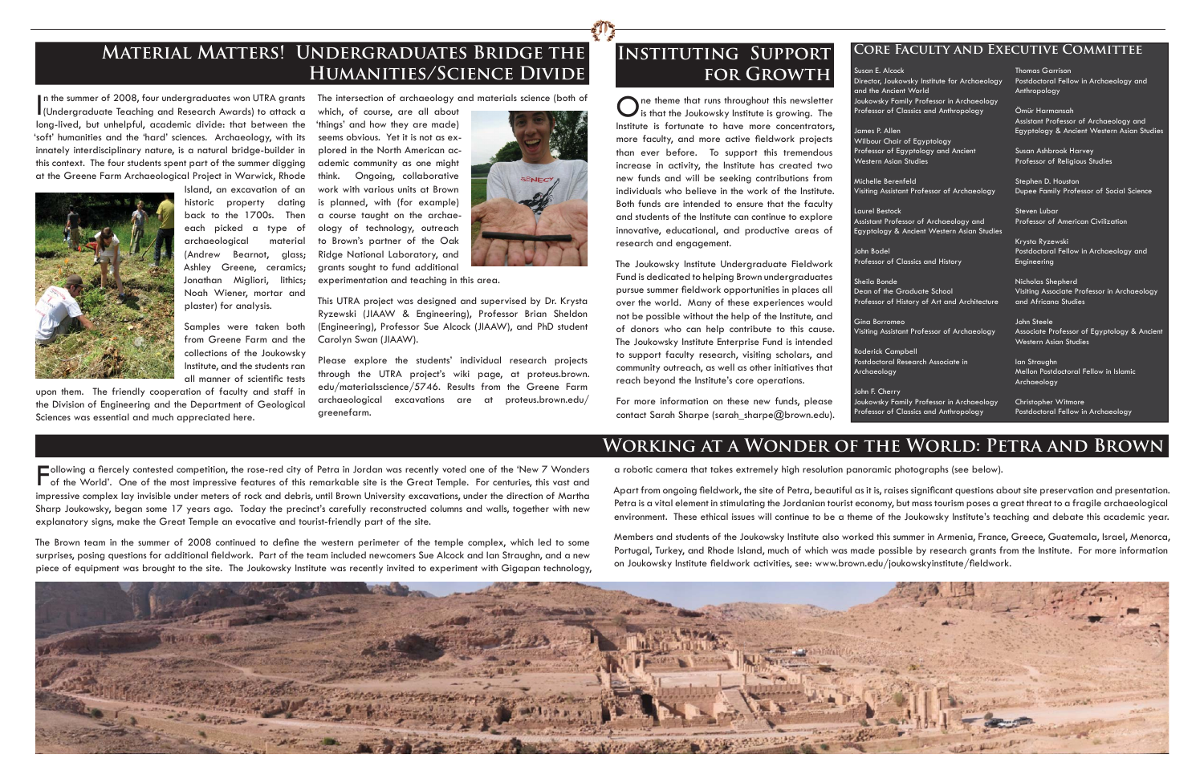# Material Matters! Undergraduates Bridge the Humanities/Science Divide

In the summer of 2008, four undergraduates won UTRA grants (Undergraduate Teaching and Research Awards) to attack a long-lived, but unhelpful, academic divide: that between the 'soft' humanities and the 'hard' sciences. Archaeology, with its innately interdisciplinary nature, is a natural bridge-builder in this context. The four students spent part of the summer digging at the Greene Farm Archaeological Project in Warwick, Rhode Island, an excavation of an historic property dating back to the 1700s. Then each picked a type of archaeological material (Andrew Bearnot, glass; Ashley Greene, ceramics; Jonathan Migliori, lithics; Noah Wiener, mortar and plaster) for analysis.

Samples were taken both from Greene Farm and the collections of the Joukowsky Institute, and the students ran all manner of scientific tests upon them. The friendly cooperation of faculty and staff in the Division of Engineering and the Department of Geological Sciences was essential and much appreciated here.

The intersection of archaeology and materials science (both of which, of course, are all about 'things' and how they are made) seems obvious. Yet it is not as explored in the North American academic community as one might think. Ongoing, collaborative work with various units at Brown is planned, with (for example) a course taught on the archaeology of technology, outreach to Brown's partner of the Oak Ridge National Laboratory, and grants sought to fund additional experimentation and teaching in this area.

This UTRA project was designed and supervised by Dr. Krysta Ryzewski (JIAAW & Engineering), Professor Brian Sheldon (Engineering), Professor Sue Alcock (JIAAW), and PhD student Carolyn Swan (JIAAW).

Please explore the students' individual research projects through the UTRA project's wiki page, at proteus.brown.edu/materialsscience/5746. Results from the Greene Farm archaeological excavations are at proteus.brown.edu/greenefarm.

# Instituting Support for Growth

One theme that runs throughout this newsletter is that the Joukowsky Institute is growing. The Institute is fortunate to have more concentrators, more faculty, and more active fieldwork projects than ever before. To support this tremendous increase in activity, the Institute has created two new funds and will be seeking contributions from individuals who believe in the work of the Institute. Both funds are intended to ensure that the faculty and students of the Institute can continue to explore innovative, educational, and productive areas of research and engagement.

The Joukowsky Institute Undergraduate Fieldwork Fund is dedicated to helping Brown undergraduates pursue summer fieldwork opportunities in places all over the world. Many of these experiences would not be possible without the help of the Institute, and of donors who can help contribute to this cause. The Joukowsky Institute Enterprise Fund is intended to support faculty research, visiting scholars, and community outreach, as well as other initiatives that reach beyond the Institute's core operations.

For more information on these new funds, please contact Sarah Sharpe (sarah_sharpe@brown.edu).

## Core Faculty and Executive Committee

Susan E. Alcock
Director, Joukowsky Institute for Archaeology and the Ancient World
Joukowsky Family Professor in Archaeology
Professor of Classics and Anthropology

James P. Allen
Wilbour Chair of Egyptology
Professor of Egyptology and Ancient Western Asian Studies

Michelle Berenfeld
Visiting Assistant Professor of Archaeology

Laurel Bestock
Assistant Professor of Archaeology and Egyptology & Ancient Western Asian Studies

John Bodel
Professor of Classics and History

Sheila Bonde
Dean of the Graduate School
Professor of History of Art and Architecture

Gina Borromeo
Visiting Assistant Professor of Archaeology

Roderick Campbell
Postdoctoral Research Associate in Archaeology

John F. Cherry
Joukowsky Family Professor in Archaeology
Professor of Classics and Anthropology

Thomas Garrison
Postdoctoral Fellow in Archaeology and Anthropology

Ömür Harmanşah
Assistant Professor of Archaeology and Egyptology & Ancient Western Asian Studies

Susan Ashbrook Harvey
Professor of Religious Studies

Stephen D. Houston
Dupee Family Professor of Social Science

Steven Lubar
Professor of American Civilization

Krysta Ryzewski
Postdoctoral Fellow in Archaeology and Engineering

Nicholas Shepherd
Visiting Associate Professor in Archaeology and Africana Studies

John Steele
Associate Professor of Egyptology & Ancient Western Asian Studies

Ian Straughn
Mellon Postdoctoral Fellow in Islamic Archaeology

Christopher Witmore
Postdoctoral Fellow in Archaeology

# Working at a Wonder of the World: Petra and Brown

Following a fiercely contested competition, the rose-red city of Petra in Jordan was recently voted one of the 'New 7 Wonders of the World'. One of the most impressive features of this remarkable site is the Great Temple. For centuries, this vast and impressive complex lay invisible under meters of rock and debris, until Brown University excavations, under the direction of Martha Sharp Joukowsky, began some 17 years ago. Today the precinct's carefully reconstructed columns and walls, together with new explanatory signs, make the Great Temple an evocative and tourist-friendly part of the site.

The Brown team in the summer of 2008 continued to define the western perimeter of the temple complex, which led to some surprises, posing questions for additional fieldwork. Part of the team included newcomers Sue Alcock and Ian Straughn, and a new piece of equipment was brought to the site. The Joukowsky Institute was recently invited to experiment with Gigapan technology, a robotic camera that takes extremely high resolution panoramic photographs (see below).

Apart from ongoing fieldwork, the site of Petra, beautiful as it is, raises significant questions about site preservation and presentation. Petra is a vital element in stimulating the Jordanian tourist economy, but mass tourism poses a great threat to a fragile archaeological environment. These ethical issues will continue to be a theme of the Joukowsky Institute's teaching and debate this academic year.

Members and students of the Joukowsky Institute also worked this summer in Armenia, France, Greece, Guatemala, Israel, Menorca, Portugal, Turkey, and Rhode Island, much of which was made possible by research grants from the Institute. For more information on Joukowsky Institute fieldwork activities, see: www.brown.edu/joukowskyinstitute/fieldwork.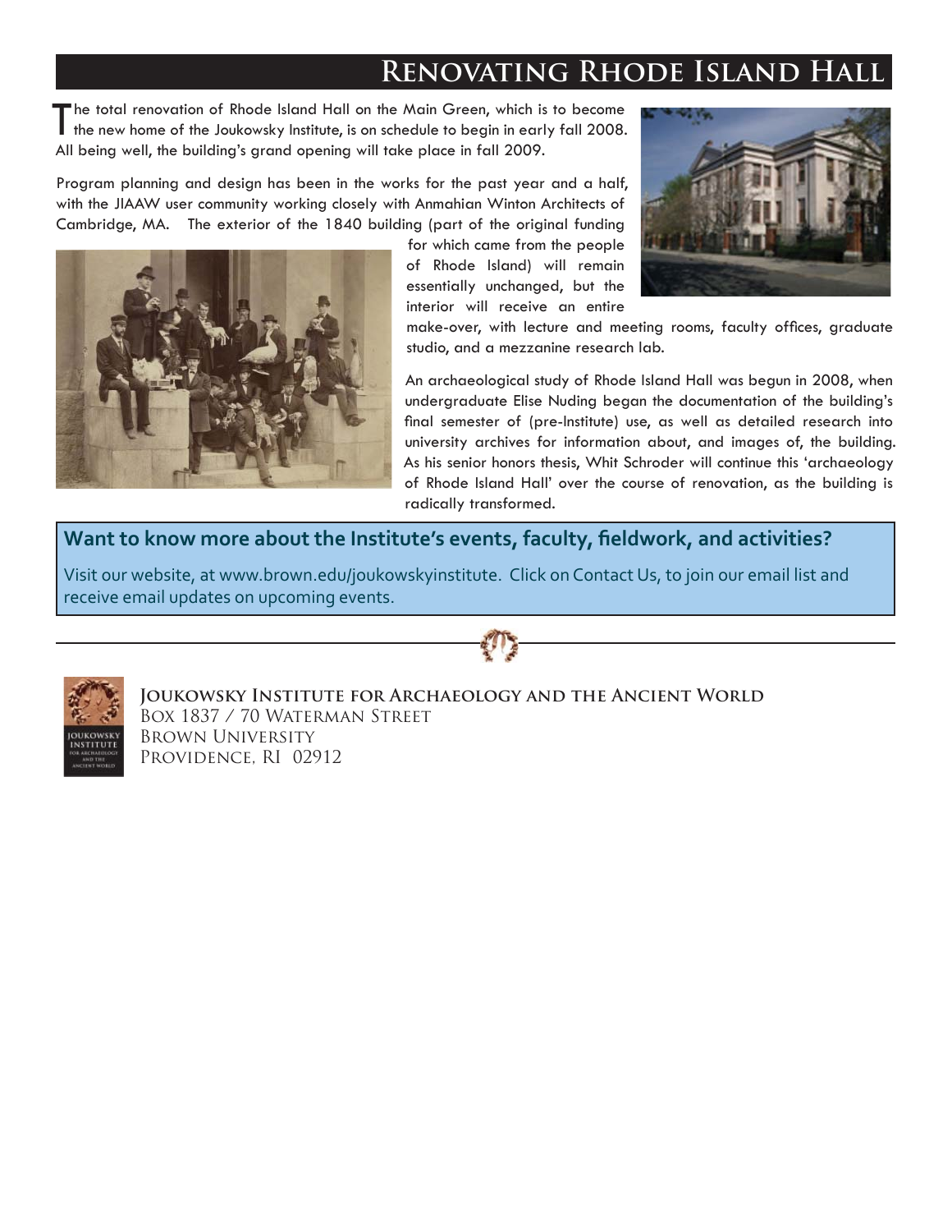# Renovating Rhode Island Hall

The total renovation of Rhode Island Hall on the Main Green, which is to become the new home of the Joukowsky Institute, is on schedule to begin in early fall 2008. All being well, the building's grand opening will take place in fall 2009.

Program planning and design has been in the works for the past year and a half, with the JIAAW user community working closely with Anmahian Winton Architects of Cambridge, MA. The exterior of the 1840 building (part of the original funding for which came from the people of Rhode Island) will remain essentially unchanged, but the interior will receive an entire make-over, with lecture and meeting rooms, faculty offices, graduate studio, and a mezzanine research lab.

An archaeological study of Rhode Island Hall was begun in 2008, when undergraduate Elise Nuding began the documentation of the building's final semester of (pre-Institute) use, as well as detailed research into university archives for information about, and images of, the building. As his senior honors thesis, Whit Schroder will continue this 'archaeology of Rhode Island Hall' over the course of renovation, as the building is radically transformed.

**Want to know more about the Institute's events, faculty, fieldwork, and activities?**

Visit our website, at www.brown.edu/joukowskyinstitute. Click on Contact Us, to join our email list and receive email updates on upcoming events.

**Joukowsky Institute for Archaeology and the Ancient World**
Box 1837 / 70 Waterman Street
Brown University
Providence, RI 02912